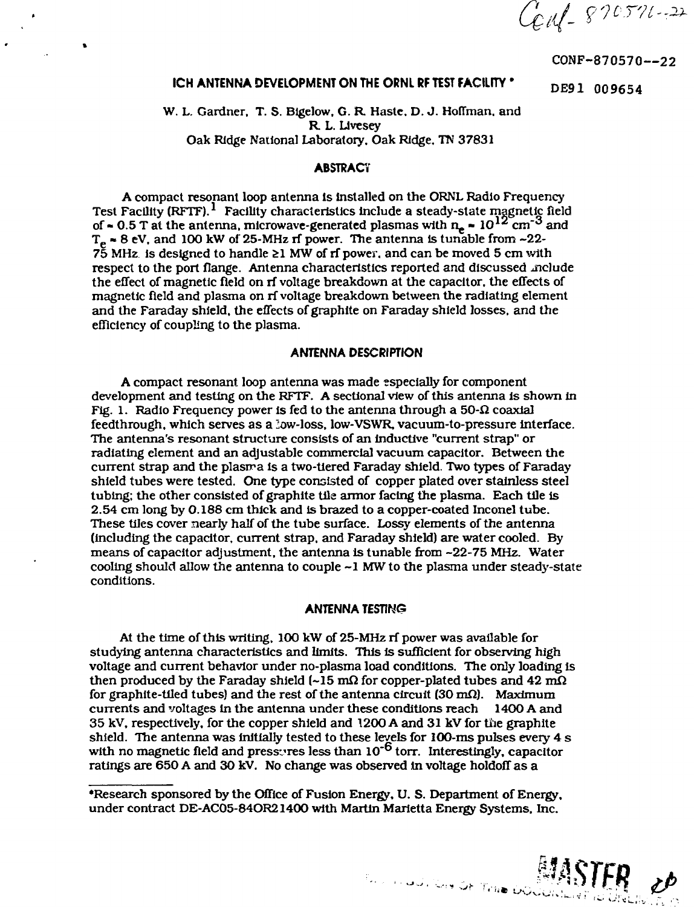CONF-870570--22

DE91 009654

# ICH ANTENNA DEVELOPMENT ON THE ORNL RF TEST FACILITY *

W. L. Gardner, T. S. Bigelow, G. R. Haste, D. J. Hoffman, and R. L. Livesey
Oak Ridge National Laboratory, Oak Ridge, TN 37831

## ABSTRACT

A compact resonant loop antenna is installed on the ORNL Radio Frequency Test Facility (RFTF).[1] Facility characteristics include a steady-state magnetic field of ~ 0.5 T at the antenna, microwave-generated plasmas with $n_e \approx 10^{12}$ cm$^{-3}$ and $T_e \approx 8$ eV, and 100 kW of 25-MHz rf power. The antenna is tunable from ~22-75 MHz, is designed to handle ≥1 MW of rf power, and can be moved 5 cm with respect to the port flange. Antenna characteristics reported and discussed include the effect of magnetic field on rf voltage breakdown at the capacitor, the effects of magnetic field and plasma on rf voltage breakdown between the radiating element and the Faraday shield, the effects of graphite on Faraday shield losses, and the efficiency of coupling to the plasma.

## ANTENNA DESCRIPTION

A compact resonant loop antenna was made especially for component development and testing on the RFTF. A sectional view of this antenna is shown in Fig. 1. Radio Frequency power is fed to the antenna through a 50-Ω coaxial feedthrough, which serves as a low-loss, low-VSWR, vacuum-to-pressure interface. The antenna's resonant structure consists of an inductive "current strap" or radiating element and an adjustable commercial vacuum capacitor. Between the current strap and the plasma is a two-tiered Faraday shield. Two types of Faraday shield tubes were tested. One type consisted of copper plated over stainless steel tubing; the other consisted of graphite tile armor facing the plasma. Each tile is 2.54 cm long by 0.188 cm thick and is brazed to a copper-coated Inconel tube. These tiles cover nearly half of the tube surface. Lossy elements of the antenna (including the capacitor, current strap, and Faraday shield) are water cooled. By means of capacitor adjustment, the antenna is tunable from ~22-75 MHz. Water cooling should allow the antenna to couple ~1 MW to the plasma under steady-state conditions.

## ANTENNA TESTING

At the time of this writing, 100 kW of 25-MHz rf power was available for studying antenna characteristics and limits. This is sufficient for observing high voltage and current behavior under no-plasma load conditions. The only loading is then produced by the Faraday shield (~15 mΩ for copper-plated tubes and 42 mΩ for graphite-tiled tubes) and the rest of the antenna circuit (30 mΩ). Maximum currents and voltages in the antenna under these conditions reach 1400 A and 35 kV, respectively, for the copper shield and 1200 A and 31 kV for the graphite shield. The antenna was initially tested to these levels for 100-ms pulses every 4 s with no magnetic field and pressures less than $10^{-6}$ torr. Interestingly, capacitor ratings are 650 A and 30 kV. No change was observed in voltage holdoff as a

---

*Research sponsored by the Office of Fusion Energy, U. S. Department of Energy, under contract DE-AC05-84OR21400 with Martin Marietta Energy Systems, Inc.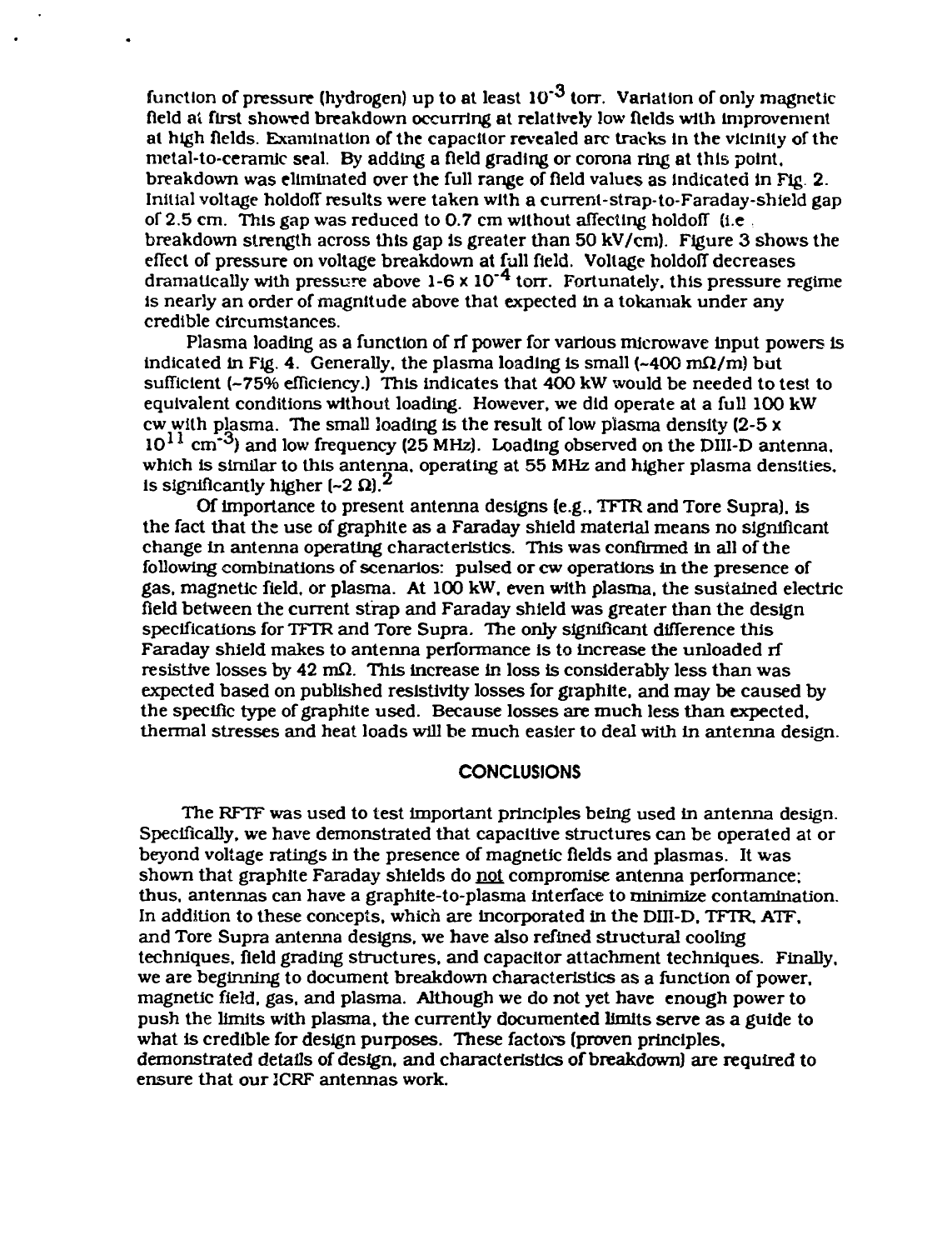function of pressure (hydrogen) up to at least $10^{-3}$ torr. Variation of only magnetic field at first showed breakdown occurring at relatively low fields with improvement at high fields. Examination of the capacitor revealed arc tracks in the vicinity of the metal-to-ceramic seal. By adding a field grading or corona ring at this point, breakdown was eliminated over the full range of field values as indicated in Fig. 2. Initial voltage holdoff results were taken with a current-strap-to-Faraday-shield gap of 2.5 cm. This gap was reduced to 0.7 cm without affecting holdoff (i.e. breakdown strength across this gap is greater than 50 kV/cm). Figure 3 shows the effect of pressure on voltage breakdown at full field. Voltage holdoff decreases dramatically with pressure above $1\text{-}6 \times 10^{-4}$ torr. Fortunately, this pressure regime is nearly an order of magnitude above that expected in a tokamak under any credible circumstances.

Plasma loading as a function of rf power for various microwave input powers is indicated in Fig. 4. Generally, the plasma loading is small (~400 mΩ/m) but sufficient (~75% efficiency.) This indicates that 400 kW would be needed to test to equivalent conditions without loading. However, we did operate at a full 100 kW cw with plasma. The small loading is the result of low plasma density ($2\text{-}5 \times 10^{11}$ $cm^{-3}$) and low frequency (25 MHz). Loading observed on the DIII-D antenna, which is similar to this antenna, operating at 55 MHz and higher plasma densities, is significantly higher (~2 Ω).[2]

Of importance to present antenna designs (e.g., TFTR and Tore Supra), is the fact that the use of graphite as a Faraday shield material means no significant change in antenna operating characteristics. This was confirmed in all of the following combinations of scenarios: pulsed or cw operations in the presence of gas, magnetic field, or plasma. At 100 kW, even with plasma, the sustained electric field between the current strap and Faraday shield was greater than the design specifications for TFTR and Tore Supra. The only significant difference this Faraday shield makes to antenna performance is to increase the unloaded rf resistive losses by 42 mΩ. This increase in loss is considerably less than was expected based on published resistivity losses for graphite, and may be caused by the specific type of graphite used. Because losses are much less than expected, thermal stresses and heat loads will be much easier to deal with in antenna design.

## CONCLUSIONS

The RFTF was used to test important principles being used in antenna design. Specifically, we have demonstrated that capacitive structures can be operated at or beyond voltage ratings in the presence of magnetic fields and plasmas. It was shown that graphite Faraday shields do not compromise antenna performance; thus, antennas can have a graphite-to-plasma interface to minimize contamination. In addition to these concepts, which are incorporated in the DIII-D, TFTR, ATF, and Tore Supra antenna designs, we have also refined structural cooling techniques, field grading structures, and capacitor attachment techniques. Finally, we are beginning to document breakdown characteristics as a function of power, magnetic field, gas, and plasma. Although we do not yet have enough power to push the limits with plasma, the currently documented limits serve as a guide to what is credible for design purposes. These factors (proven principles, demonstrated details of design, and characteristics of breakdown) are required to ensure that our ICRF antennas work.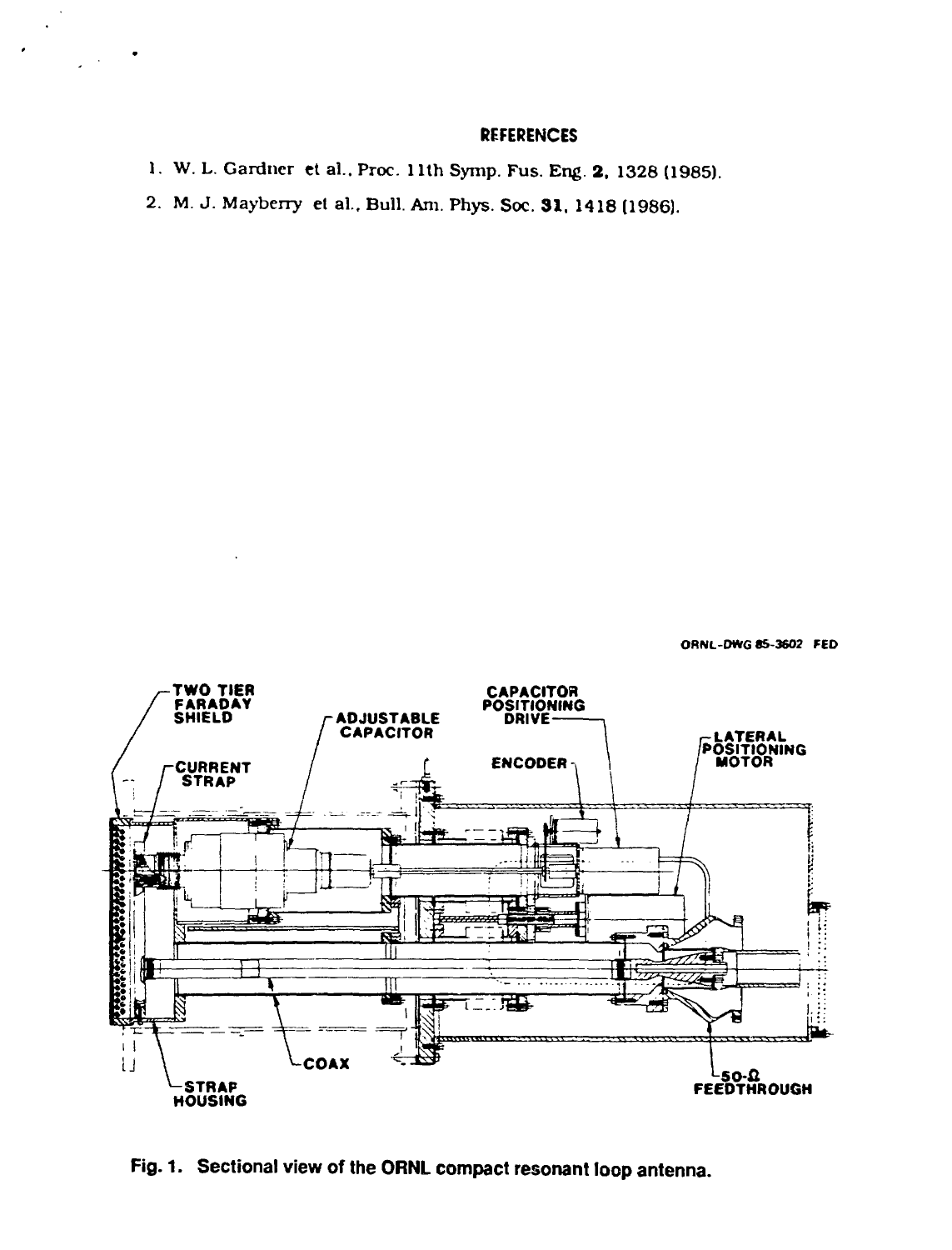## REFERENCES

1. W. L. Gardner et al., Proc. 11th Symp. Fus. Eng. **2**, 1328 (1985).
2. M. J. Mayberry et al., Bull. Am. Phys. Soc. **31**, 1418 (1986).

Fig. 1. Sectional view of the ORNL compact resonant loop antenna.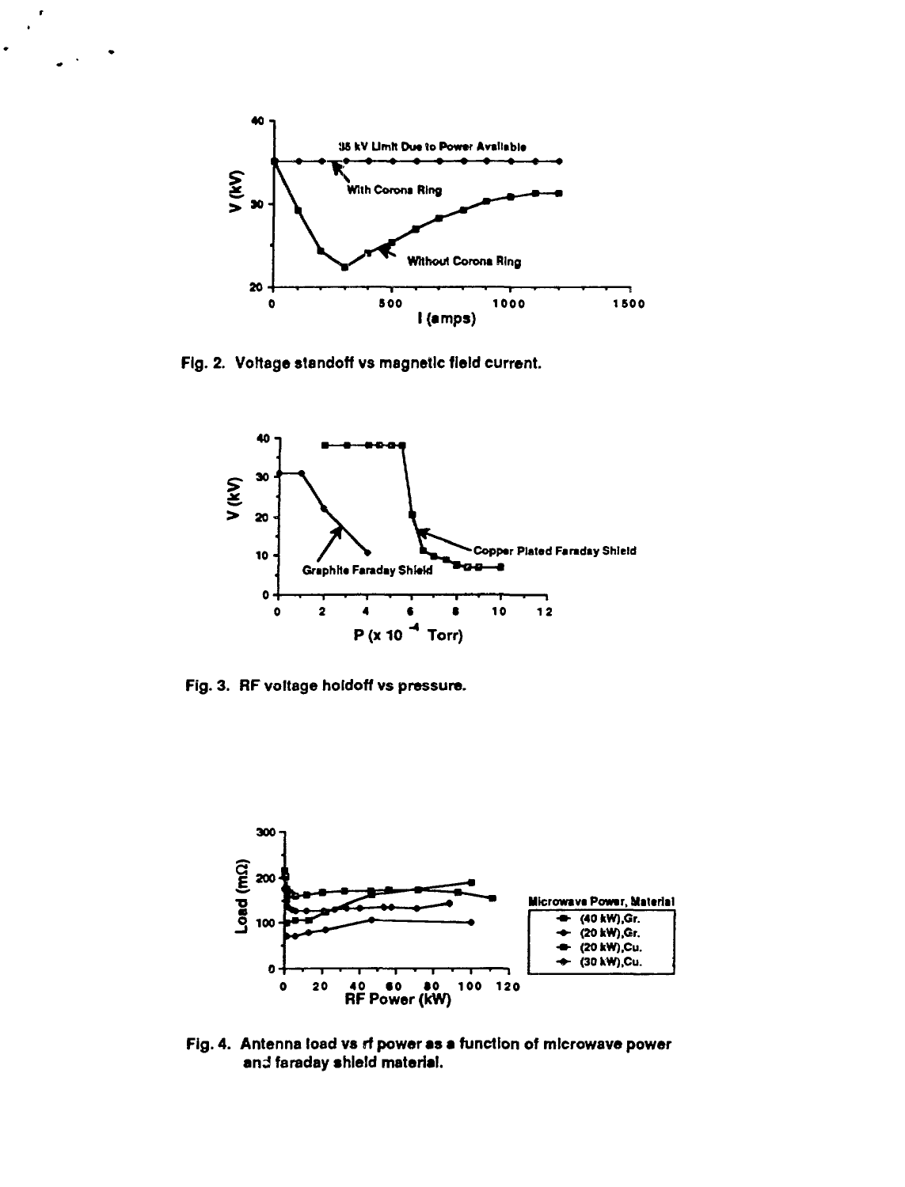40

35 kV Limit Due to Power Available

With Corona Ring

V (kV)

30

Without Corona Ring

20

0

500

1000

1500

I (amps)

Fig. 2. Voltage standoff vs magnetic field current.

40

30

V (kV)

20

Copper Plated Faraday Shield

10

Graphite Faraday Shield

0

0

2

4

6

8

10

12

P (x 10 $^{-4}$ Torr)

Fig. 3. RF voltage holdoff vs pressure.

300

Load (mΩ)

200

100

0

0

20

40

60

80

100

120

RF Power (kW)

Microwave Power, Material

(40 kW),Gr.

(20 kW),Gr.

(20 kW),Cu.

(30 kW),Cu.

Fig. 4. Antenna load vs rf power as a function of microwave power and faraday shield material.